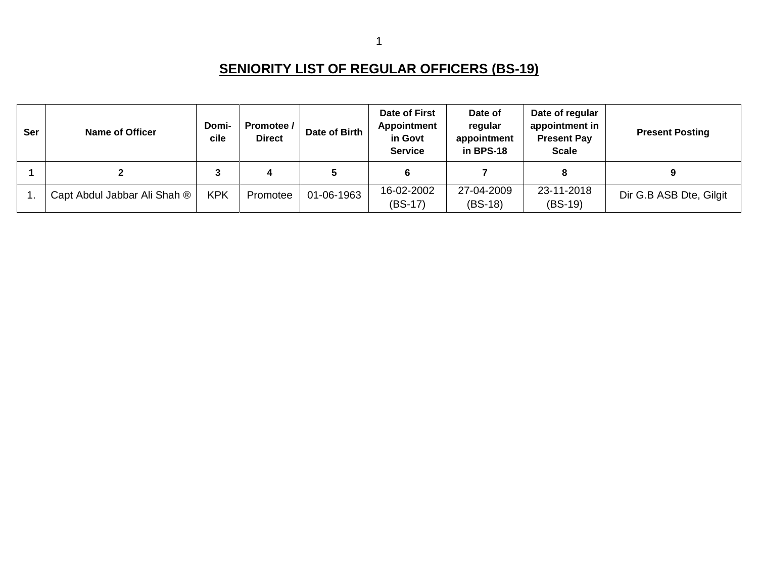## SENIORITY LIST OF REGULAR OFFICERS (BS-19)

| Ser | Name of Officer | Domi-cile | Promotee / Direct | Date of Birth | Date of First Appointment in Govt Service | Date of regular appointment in BPS-18 | Date of regular appointment in Present Pay Scale | Present Posting |
|---|---|---|---|---|---|---|---|---|
| 1 | 2 | 3 | 4 | 5 | 6 | 7 | 8 | 9 |
| 1. | Capt Abdul Jabbar Ali Shah ® | KPK | Promotee | 01-06-1963 | 16-02-2002 (BS-17) | 27-04-2009 (BS-18) | 23-11-2018 (BS-19) | Dir G.B ASB Dte, Gilgit |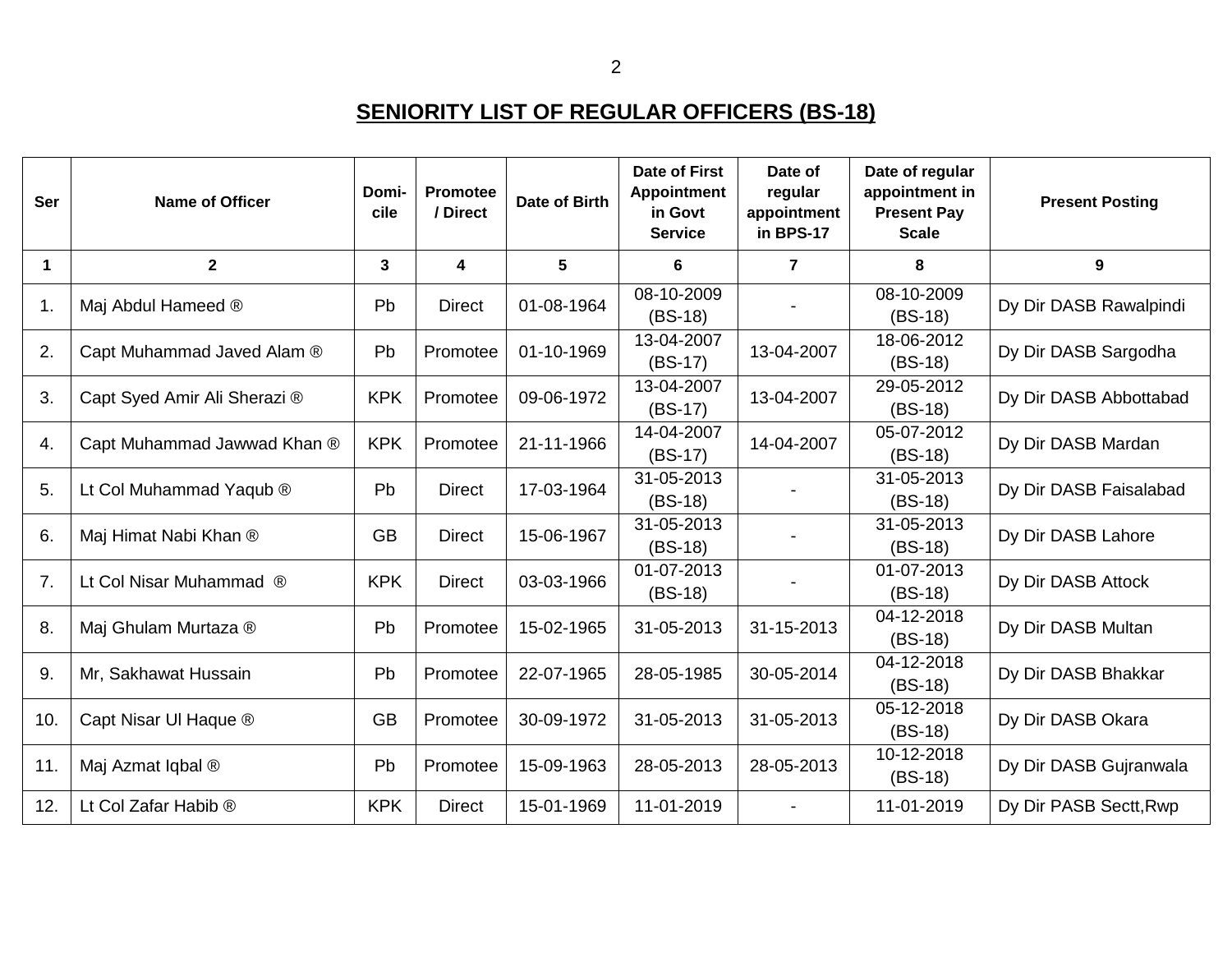# SENIORITY LIST OF REGULAR OFFICERS (BS-18)

| Ser | Name of Officer | Domi-cile | Promotee / Direct | Date of Birth | Date of First Appointment in Govt Service | Date of regular appointment in BPS-17 | Date of regular appointment in Present Pay Scale | Present Posting |
|---|---|---|---|---|---|---|---|---|
| 1 | 2 | 3 | 4 | 5 | 6 | 7 | 8 | 9 |
| 1. | Maj Abdul Hameed ® | Pb | Direct | 01-08-1964 | 08-10-2009 (BS-18) | - | 08-10-2009 (BS-18) | Dy Dir DASB Rawalpindi |
| 2. | Capt Muhammad Javed Alam ® | Pb | Promotee | 01-10-1969 | 13-04-2007 (BS-17) | 13-04-2007 | 18-06-2012 (BS-18) | Dy Dir DASB Sargodha |
| 3. | Capt Syed Amir Ali Sherazi ® | KPK | Promotee | 09-06-1972 | 13-04-2007 (BS-17) | 13-04-2007 | 29-05-2012 (BS-18) | Dy Dir DASB Abbottabad |
| 4. | Capt Muhammad Jawwad Khan ® | KPK | Promotee | 21-11-1966 | 14-04-2007 (BS-17) | 14-04-2007 | 05-07-2012 (BS-18) | Dy Dir DASB Mardan |
| 5. | Lt Col Muhammad Yaqub ® | Pb | Direct | 17-03-1964 | 31-05-2013 (BS-18) | - | 31-05-2013 (BS-18) | Dy Dir DASB Faisalabad |
| 6. | Maj Himat Nabi Khan ® | GB | Direct | 15-06-1967 | 31-05-2013 (BS-18) | - | 31-05-2013 (BS-18) | Dy Dir DASB Lahore |
| 7. | Lt Col Nisar Muhammad ® | KPK | Direct | 03-03-1966 | 01-07-2013 (BS-18) | - | 01-07-2013 (BS-18) | Dy Dir DASB Attock |
| 8. | Maj Ghulam Murtaza ® | Pb | Promotee | 15-02-1965 | 31-05-2013 | 31-15-2013 | 04-12-2018 (BS-18) | Dy Dir DASB Multan |
| 9. | Mr, Sakhawat Hussain | Pb | Promotee | 22-07-1965 | 28-05-1985 | 30-05-2014 | 04-12-2018 (BS-18) | Dy Dir DASB Bhakkar |
| 10. | Capt Nisar Ul Haque ® | GB | Promotee | 30-09-1972 | 31-05-2013 | 31-05-2013 | 05-12-2018 (BS-18) | Dy Dir DASB Okara |
| 11. | Maj Azmat Iqbal ® | Pb | Promotee | 15-09-1963 | 28-05-2013 | 28-05-2013 | 10-12-2018 (BS-18) | Dy Dir DASB Gujranwala |
| 12. | Lt Col Zafar Habib ® | KPK | Direct | 15-01-1969 | 11-01-2019 | - | 11-01-2019 | Dy Dir PASB Sectt,Rwp |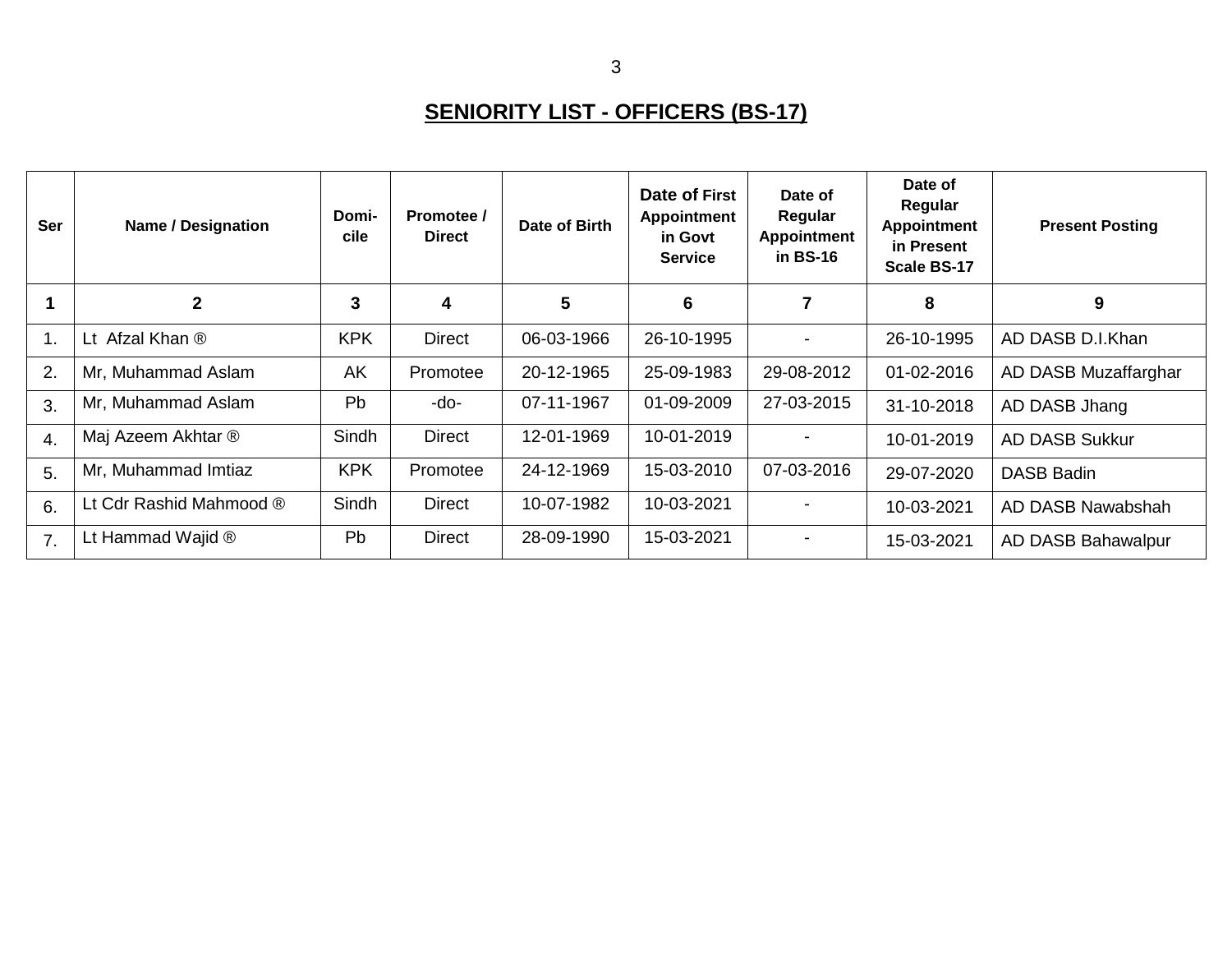## SENIORITY LIST - OFFICERS (BS-17)

| Ser | Name / Designation | Domi-cile | Promotee / Direct | Date of Birth | Date of First Appointment in Govt Service | Date of Regular Appointment in BS-16 | Date of Regular Appointment in Present Scale BS-17 | Present Posting |
|---|---|---|---|---|---|---|---|---|
| 1 | 2 | 3 | 4 | 5 | 6 | 7 | 8 | 9 |
| 1. | Lt Afzal Khan ® | KPK | Direct | 06-03-1966 | 26-10-1995 | - | 26-10-1995 | AD DASB D.I.Khan |
| 2. | Mr, Muhammad Aslam | AK | Promotee | 20-12-1965 | 25-09-1983 | 29-08-2012 | 01-02-2016 | AD DASB Muzaffarghar |
| 3. | Mr, Muhammad Aslam | Pb | -do- | 07-11-1967 | 01-09-2009 | 27-03-2015 | 31-10-2018 | AD DASB Jhang |
| 4. | Maj Azeem Akhtar ® | Sindh | Direct | 12-01-1969 | 10-01-2019 | - | 10-01-2019 | AD DASB Sukkur |
| 5. | Mr, Muhammad Imtiaz | KPK | Promotee | 24-12-1969 | 15-03-2010 | 07-03-2016 | 29-07-2020 | DASB Badin |
| 6. | Lt Cdr Rashid Mahmood ® | Sindh | Direct | 10-07-1982 | 10-03-2021 | - | 10-03-2021 | AD DASB Nawabshah |
| 7. | Lt Hammad Wajid ® | Pb | Direct | 28-09-1990 | 15-03-2021 | - | 15-03-2021 | AD DASB Bahawalpur |